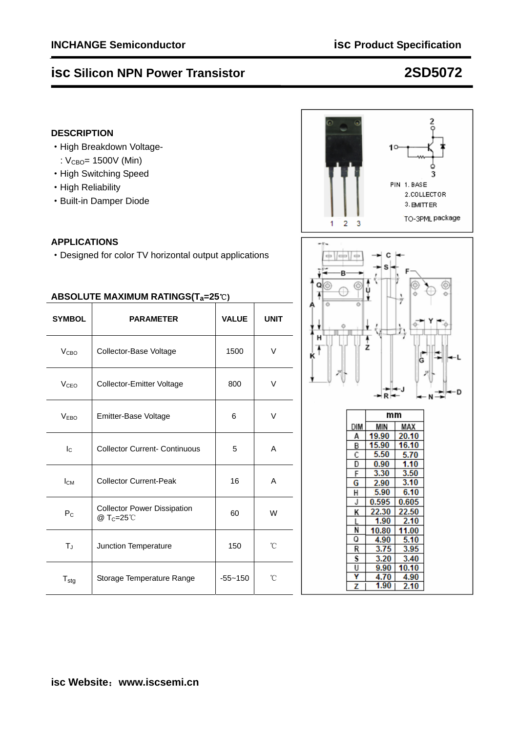# isc Silicon NPN Power Transistor 2SD5072

## DESCRIPTION

- High Breakdown Voltage-
  : $V_{CBO}$= 1500V (Min)
- High Switching Speed
- High Reliability
- Built-in Damper Diode

## APPLICATIONS

- Designed for color TV horizontal output applications

## ABSOLUTE MAXIMUM RATINGS($T_a$=25℃)

| SYMBOL | PARAMETER | VALUE | UNIT |
|---|---|---|---|
| $V_{CBO}$ | Collector-Base Voltage | 1500 | V |
| $V_{CEO}$ | Collector-Emitter Voltage | 800 | V |
| $V_{EBO}$ | Emitter-Base Voltage | 6 | V |
| $I_C$ | Collector Current- Continuous | 5 | A |
| $I_{CM}$ | Collector Current-Peak | 16 | A |
| $P_C$ | Collector Power Dissipation @ $T_C$=25℃ | 60 | W |
| $T_J$ | Junction Temperature | 150 | ℃ |
| $T_{stg}$ | Storage Temperature Range | -55~150 | ℃ |

PIN 1. BASE
2. COLLECTOR
3. EMITTER

TO-3PML package

| DIM | mm MIN | mm MAX |
|---|---|---|
| A | 19.90 | 20.10 |
| B | 15.90 | 16.10 |
| C | 5.50 | 5.70 |
| D | 0.90 | 1.10 |
| F | 3.30 | 3.50 |
| G | 2.90 | 3.10 |
| H | 5.90 | 6.10 |
| J | 0.595 | 0.605 |
| K | 22.30 | 22.50 |
| L | 1.90 | 2.10 |
| N | 10.80 | 11.00 |
| Q | 4.90 | 5.10 |
| R | 3.75 | 3.95 |
| S | 3.20 | 3.40 |
| U | 9.90 | 10.10 |
| Y | 4.70 | 4.90 |
| Z | 1.90 | 2.10 |

isc Website：www.iscsemi.cn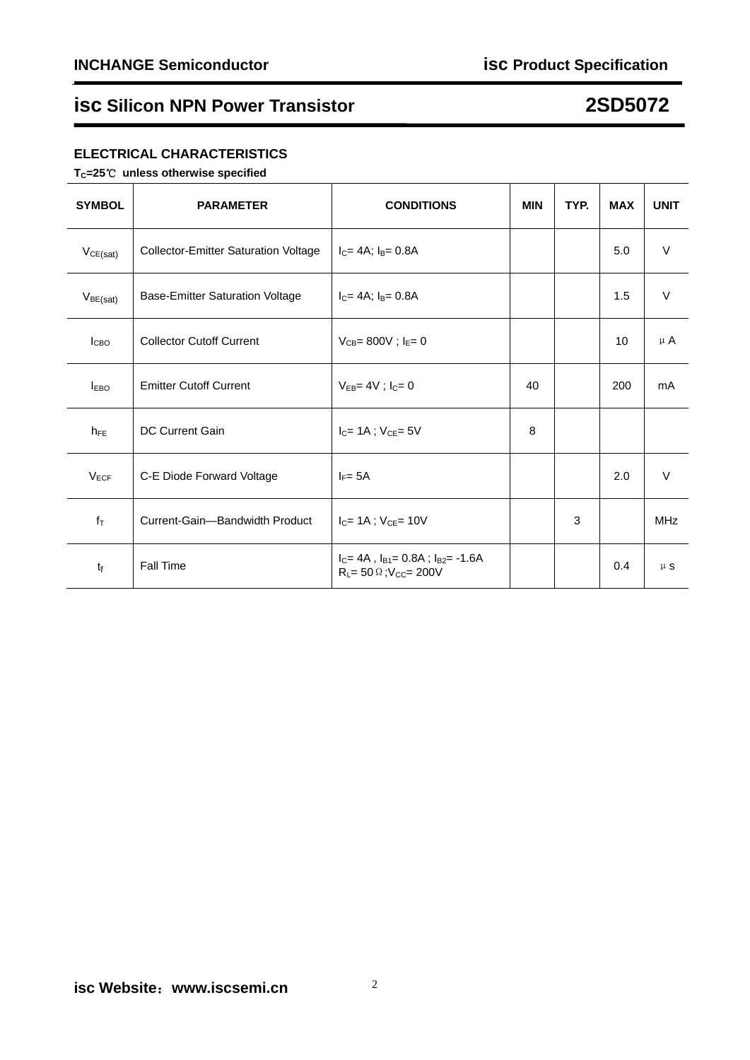## isc Silicon NPN Power Transistor 2SD5072

### ELECTRICAL CHARACTERISTICS

$T_C$=25℃ unless otherwise specified

| SYMBOL | PARAMETER | CONDITIONS | MIN | TYP. | MAX | UNIT |
|---|---|---|---|---|---|---|
| $V_{CE(sat)}$ | Collector-Emitter Saturation Voltage | $I_C$= 4A; $I_B$= 0.8A | | | 5.0 | V |
| $V_{BE(sat)}$ | Base-Emitter Saturation Voltage | $I_C$= 4A; $I_B$= 0.8A | | | 1.5 | V |
| $I_{CBO}$ | Collector Cutoff Current | $V_{CB}$= 800V ; $I_E$= 0 | | | 10 | μA |
| $I_{EBO}$ | Emitter Cutoff Current | $V_{EB}$= 4V ; $I_C$= 0 | 40 | | 200 | mA |
| $h_{FE}$ | DC Current Gain | $I_C$= 1A ; $V_{CE}$= 5V | 8 | | | |
| $V_{ECF}$ | C-E Diode Forward Voltage | $I_F$= 5A | | | 2.0 | V |
| $f_T$ | Current-Gain—Bandwidth Product | $I_C$= 1A ; $V_{CE}$= 10V | | 3 | | MHz |
| $t_f$ | Fall Time | $I_C$= 4A , $I_{B1}$= 0.8A ; $I_{B2}$= -1.6A $R_L$= 50Ω;$V_{CC}$= 200V | | | 0.4 | μs |

isc Website：www.iscsemi.cn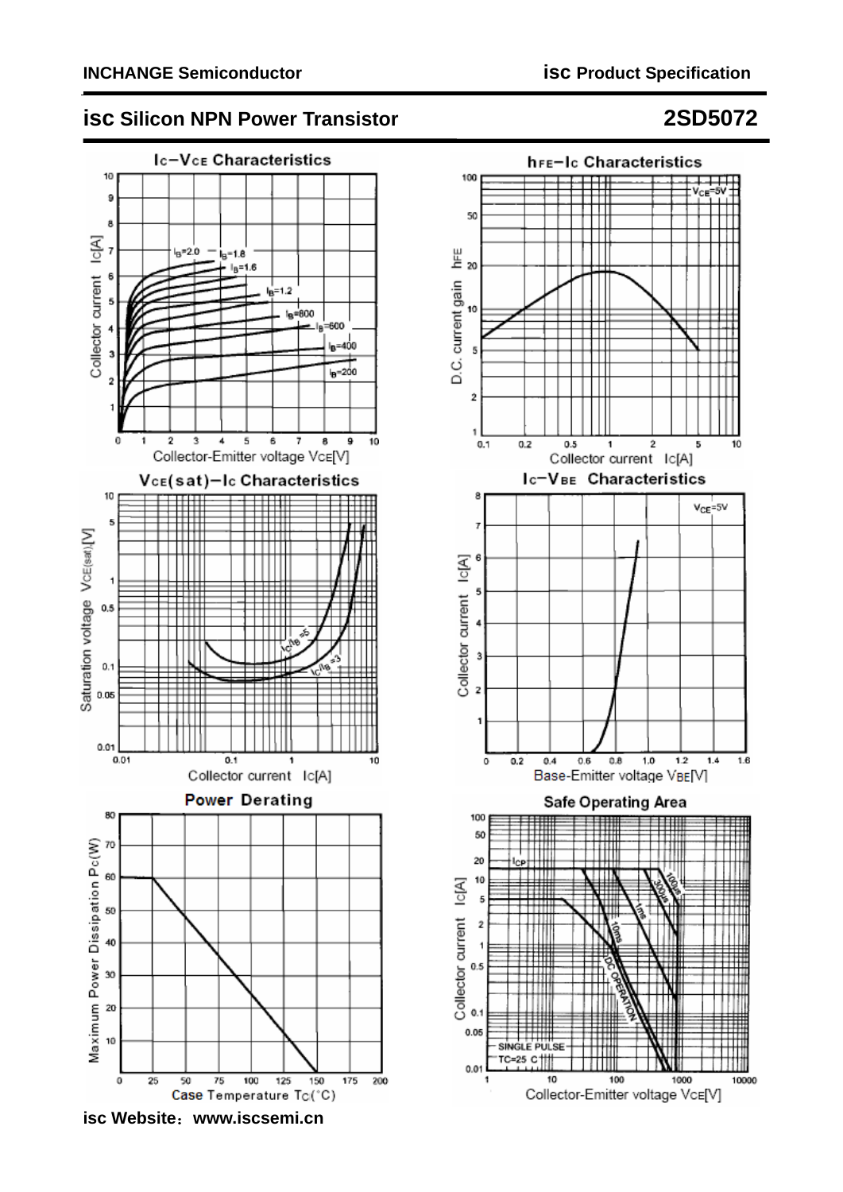# isc Silicon NPN Power Transistor — 2SD5072

## Ic−VCE Characteristics

Collector current Ic[A]

10
9
8
7
6
5
4
3
2
1
0

$I_B$=2.0
$I_B$=1.8
$I_B$=1.6
$I_B$=1.2
$I_B$=800
$I_B$=600
$I_B$=400
$I_B$=200

0 1 2 3 4 5 6 7 8 9 10

Collector-Emitter voltage VCE[V]

## hFE−Ic Characteristics

D.C. current gain hFE

100
50
20
10
5
2
1

$V_{CE}$=5V

0.1 0.2 0.5 1 2 5 10

Collector current Ic[A]

## VCE(sat)−Ic Characteristics

Saturation voltage VCE(sat)[V]

10
5
1
0.5
0.1
0.05
0.01

Ic/IB =5
Ic/IB =3

0.01 0.1 1 10

Collector current Ic[A]

## Ic−VBE Characteristics

Collector current Ic[A]

8
7
6
5
4
3
2
1

$V_{CE}$=5V

0 0.2 0.4 0.6 0.8 1.0 1.2 1.4 1.6

Base-Emitter voltage VBE[V]

## Power Derating

Maximum Power Dissipation Pc(W)

80
70
60
50
40
30
20
10

0 25 50 75 100 125 150 175 200

Case Temperature Tc(°C)

## Safe Operating Area

Collector current Ic[A]

100
50
20
10
5
2
1
0.5
0.1
0.05
0.01

ICP
100μs
300μs
1ms
10ms
DC OPERATION
SINGLE PULSE
TC=25 C

1 10 100 1000 10000

Collector-Emitter voltage VCE[V]